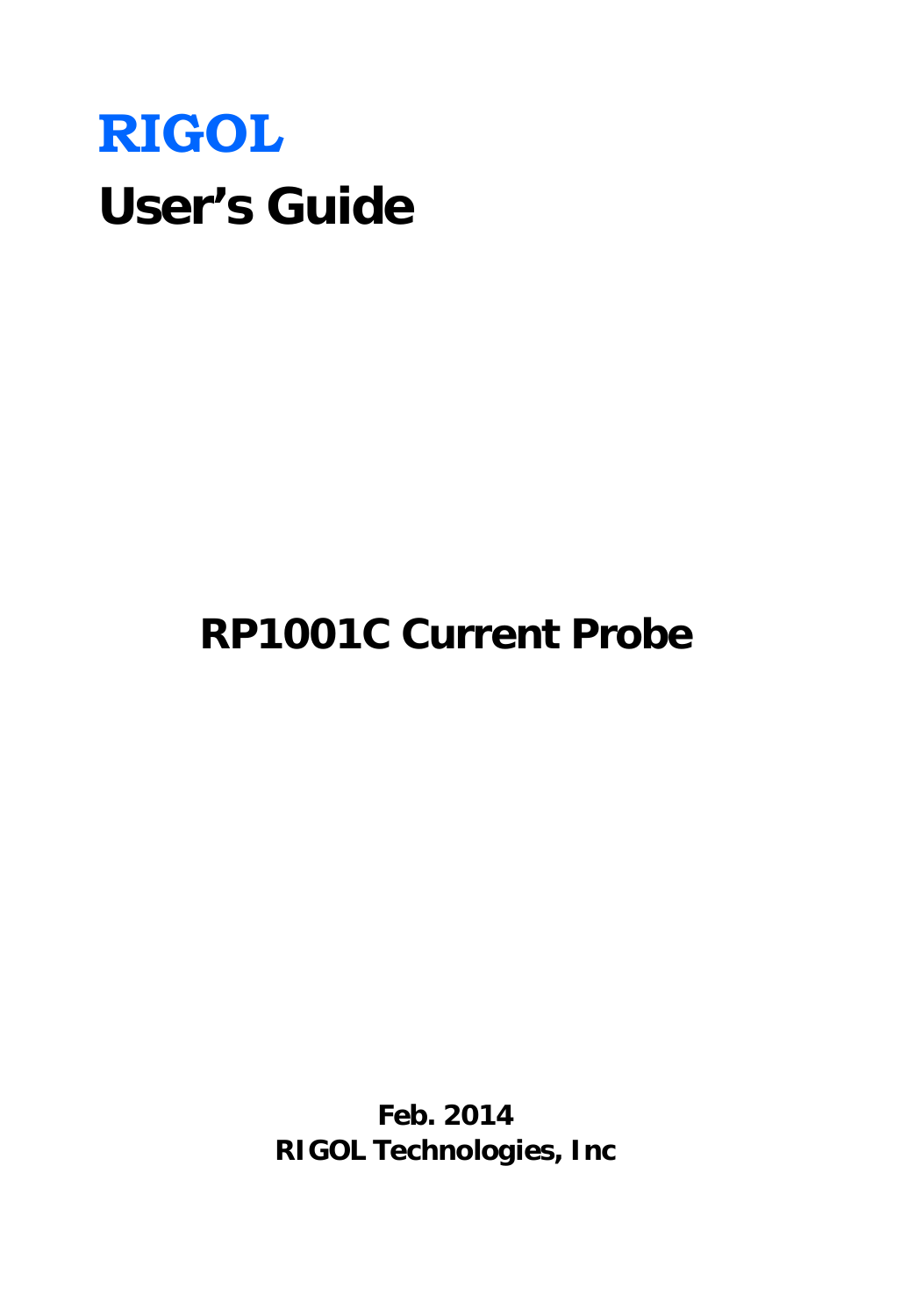**RIGOL**

# User's Guide

## RP1001C Current Probe

**Feb. 2014**
**RIGOL Technologies, Inc**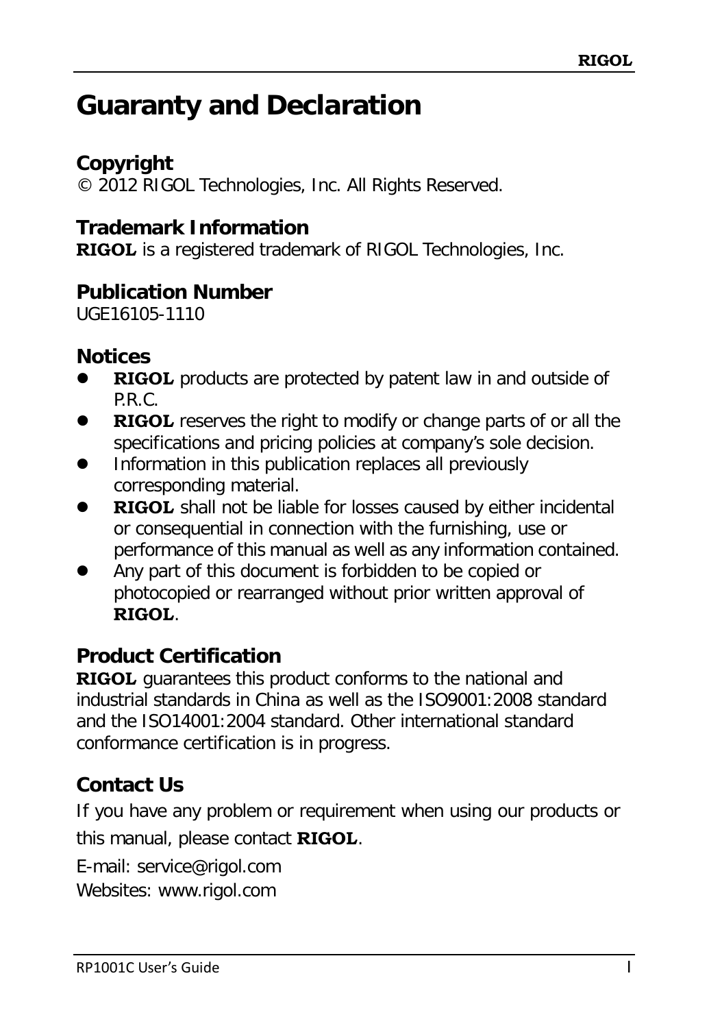# Guaranty and Declaration

### Copyright

© 2012 RIGOL Technologies, Inc. All Rights Reserved.

### Trademark Information

**RIGOL** is a registered trademark of RIGOL Technologies, Inc.

### Publication Number

UGE16105-1110

### Notices

- **RIGOL** products are protected by patent law in and outside of P.R.C.
- **RIGOL** reserves the right to modify or change parts of or all the specifications and pricing policies at company's sole decision.
- Information in this publication replaces all previously corresponding material.
- **RIGOL** shall not be liable for losses caused by either incidental or consequential in connection with the furnishing, use or performance of this manual as well as any information contained.
- Any part of this document is forbidden to be copied or photocopied or rearranged without prior written approval of **RIGOL**.

### Product Certification

**RIGOL** guarantees this product conforms to the national and industrial standards in China as well as the ISO9001:2008 standard and the ISO14001:2004 standard. Other international standard conformance certification is in progress.

### Contact Us

If you have any problem or requirement when using our products or this manual, please contact **RIGOL**.

E-mail: service@rigol.com
Websites: www.rigol.com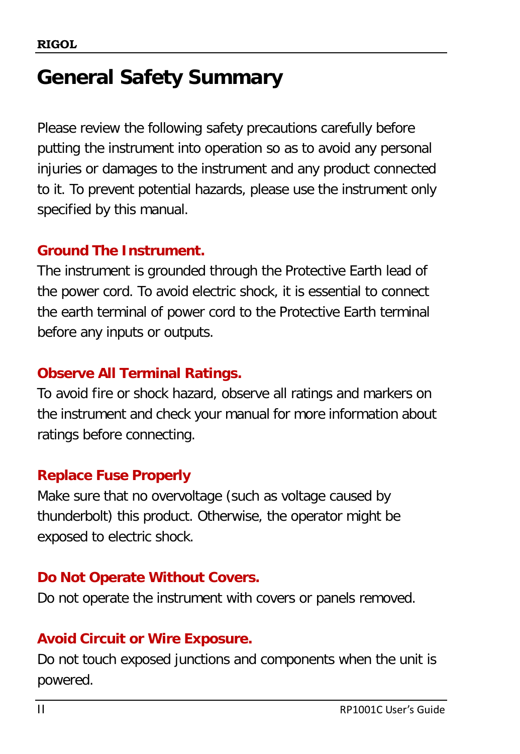# General Safety Summary

Please review the following safety precautions carefully before putting the instrument into operation so as to avoid any personal injuries or damages to the instrument and any product connected to it. To prevent potential hazards, please use the instrument only specified by this manual.

**Ground The Instrument.**

The instrument is grounded through the Protective Earth lead of the power cord. To avoid electric shock, it is essential to connect the earth terminal of power cord to the Protective Earth terminal before any inputs or outputs.

**Observe All Terminal Ratings.**

To avoid fire or shock hazard, observe all ratings and markers on the instrument and check your manual for more information about ratings before connecting.

**Replace Fuse Properly**

Make sure that no overvoltage (such as voltage caused by thunderbolt) this product. Otherwise, the operator might be exposed to electric shock.

**Do Not Operate Without Covers.**

Do not operate the instrument with covers or panels removed.

**Avoid Circuit or Wire Exposure.**

Do not touch exposed junctions and components when the unit is powered.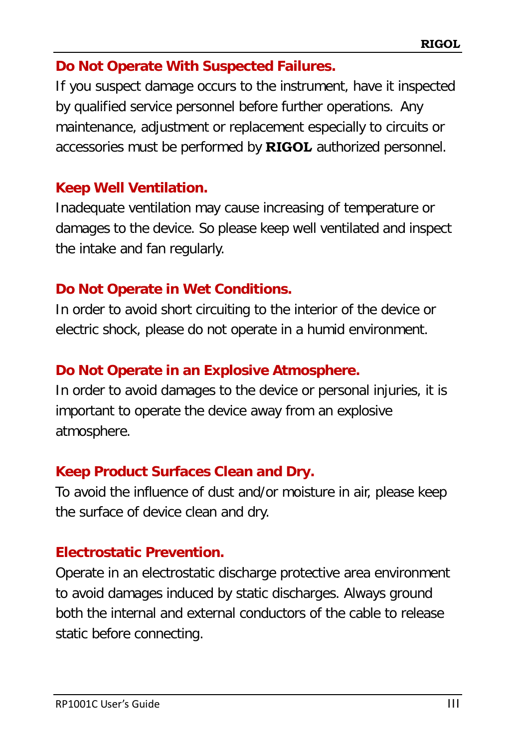**Do Not Operate With Suspected Failures.**

If you suspect damage occurs to the instrument, have it inspected by qualified service personnel before further operations. Any maintenance, adjustment or replacement especially to circuits or accessories must be performed by **RIGOL** authorized personnel.

**Keep Well Ventilation.**

Inadequate ventilation may cause increasing of temperature or damages to the device. So please keep well ventilated and inspect the intake and fan regularly.

**Do Not Operate in Wet Conditions.**

In order to avoid short circuiting to the interior of the device or electric shock, please do not operate in a humid environment.

**Do Not Operate in an Explosive Atmosphere.**

In order to avoid damages to the device or personal injuries, it is important to operate the device away from an explosive atmosphere.

**Keep Product Surfaces Clean and Dry.**

To avoid the influence of dust and/or moisture in air, please keep the surface of device clean and dry.

**Electrostatic Prevention.**

Operate in an electrostatic discharge protective area environment to avoid damages induced by static discharges. Always ground both the internal and external conductors of the cable to release static before connecting.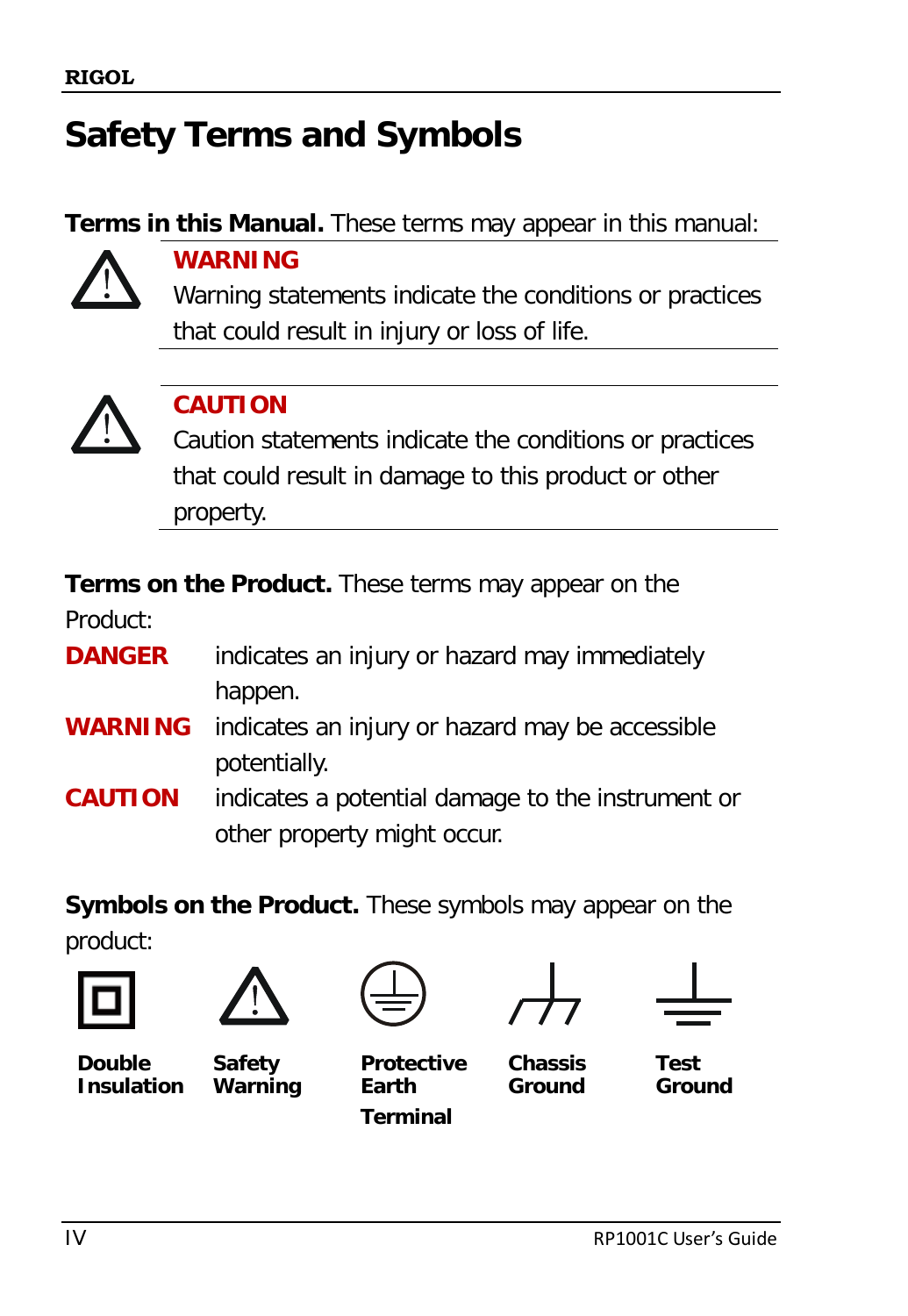## Safety Terms and Symbols

**Terms in this Manual.** These terms may appear in this manual:

**WARNING**

Warning statements indicate the conditions or practices that could result in injury or loss of life.

**CAUTION**

Caution statements indicate the conditions or practices that could result in damage to this product or other property.

**Terms on the Product.** These terms may appear on the Product:

**DANGER** indicates an injury or hazard may immediately happen.

**WARNING** indicates an injury or hazard may be accessible potentially.

**CAUTION** indicates a potential damage to the instrument or other property might occur.

**Symbols on the Product.** These symbols may appear on the product:

| Double Insulation | Safety Warning | Protective Earth Terminal | Chassis Ground | Test Ground |
|---|---|---|---|---|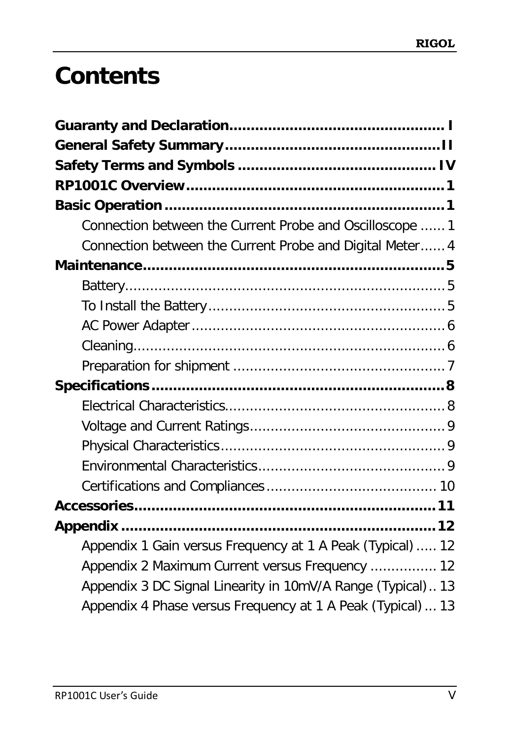# Contents

**Guaranty and Declaration................................................ I**
**General Safety Summary................................................II**
**Safety Terms and Symbols ............................................ IV**
**RP1001C Overview..........................................................1**
**Basic Operation ...............................................................1**

- Connection between the Current Probe and Oscilloscope ...... 1
- Connection between the Current Probe and Digital Meter...... 4

**Maintenance.....................................................................5**

- Battery............................................................................5
- To Install the Battery........................................................5
- AC Power Adapter............................................................6
- Cleaning..........................................................................6
- Preparation for shipment ..................................................7

**Specifications...................................................................8**

- Electrical Characteristics....................................................8
- Voltage and Current Ratings..............................................9
- Physical Characteristics.....................................................9
- Environmental Characteristics............................................9
- Certifications and Compliances........................................ 10

**Accessories.....................................................................11**
**Appendix ........................................................................12**

- Appendix 1 Gain versus Frequency at 1 A Peak (Typical) ..... 12
- Appendix 2 Maximum Current versus Frequency ................ 12
- Appendix 3 DC Signal Linearity in 10mV/A Range (Typical).. 13
- Appendix 4 Phase versus Frequency at 1 A Peak (Typical) ... 13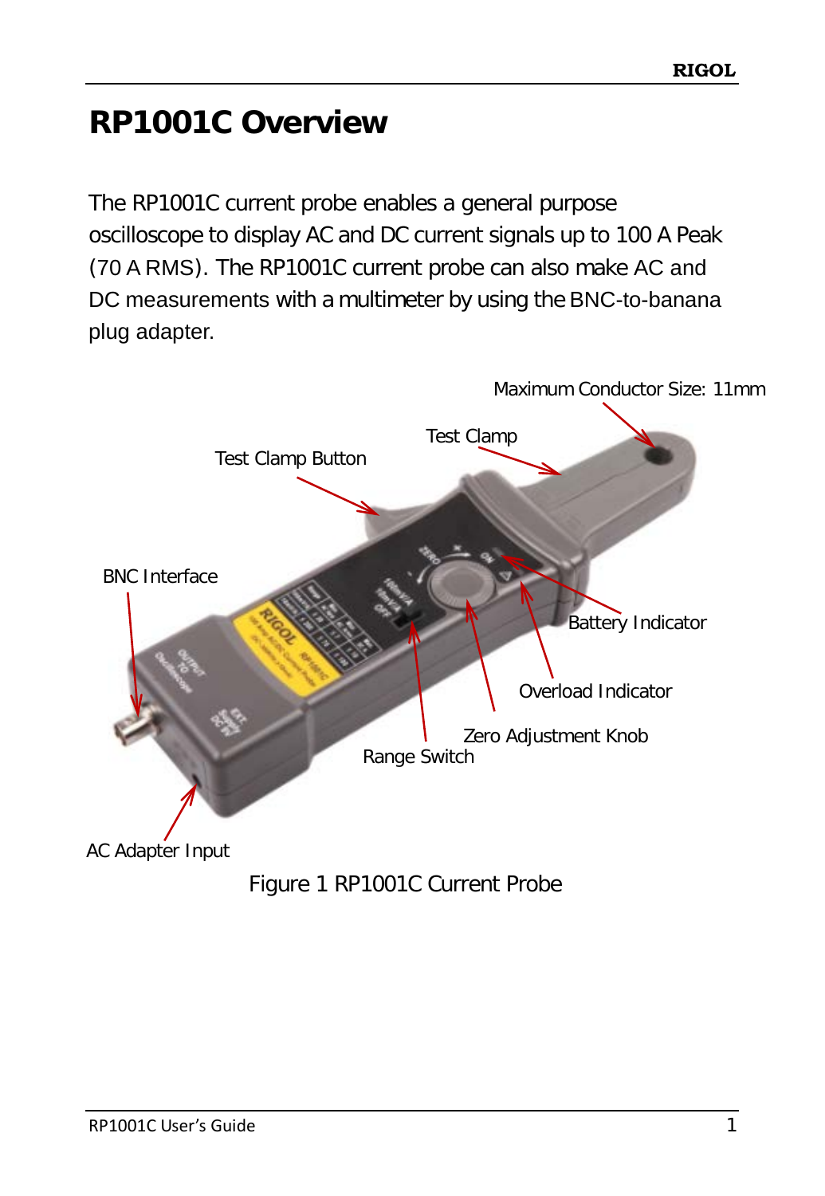# RP1001C Overview

The RP1001C current probe enables a general purpose oscilloscope to display AC and DC current signals up to 100 A Peak (70 A RMS). The RP1001C current probe can also make AC and DC measurements with a multimeter by using the BNC-to-banana plug adapter.

Maximum Conductor Size: 11mm

Test Clamp

Test Clamp Button

BNC Interface

Battery Indicator

Overload Indicator

Zero Adjustment Knob

Range Switch

AC Adapter Input

Figure 1 RP1001C Current Probe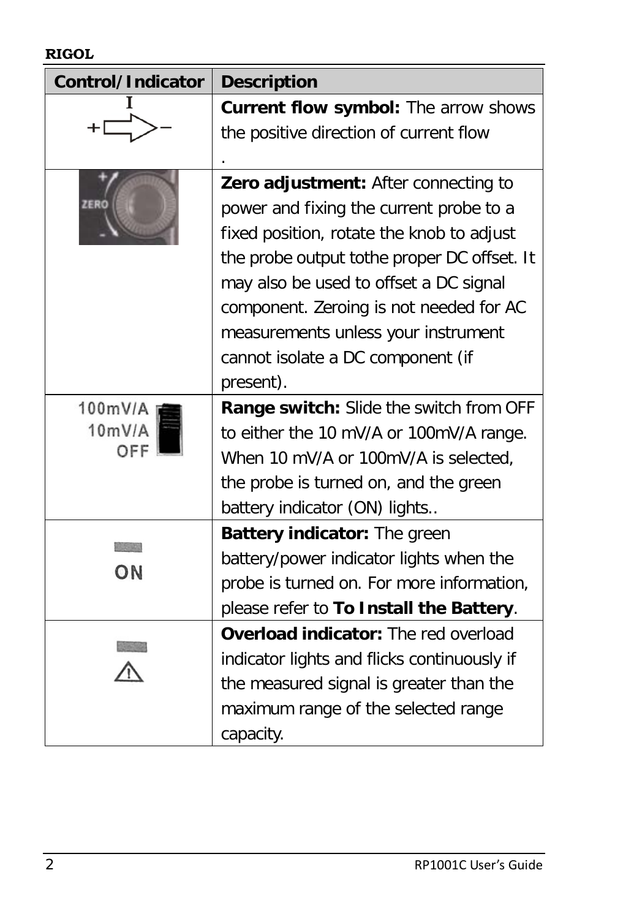| Control/Indicator | Description |
| --- | --- |
| I<br>+ ⇨ − | **Current flow symbol:** The arrow shows the positive direction of current flow<br>. |
| + ZERO − | **Zero adjustment:** After connecting to power and fixing the current probe to a fixed position, rotate the knob to adjust the probe output tothe proper DC offset. It may also be used to offset a DC signal component. Zeroing is not needed for AC measurements unless your instrument cannot isolate a DC component (if present). |
| 100mV/A<br>10mV/A<br>OFF | **Range switch:** Slide the switch from OFF to either the 10 mV/A or 100mV/A range. When 10 mV/A or 100mV/A is selected, the probe is turned on, and the green battery indicator (ON) lights.. |
| ON | **Battery indicator:** The green battery/power indicator lights when the probe is turned on. For more information, please refer to **To Install the Battery**. |
| ⚠ | **Overload indicator:** The red overload indicator lights and flicks continuously if the measured signal is greater than the maximum range of the selected range capacity. |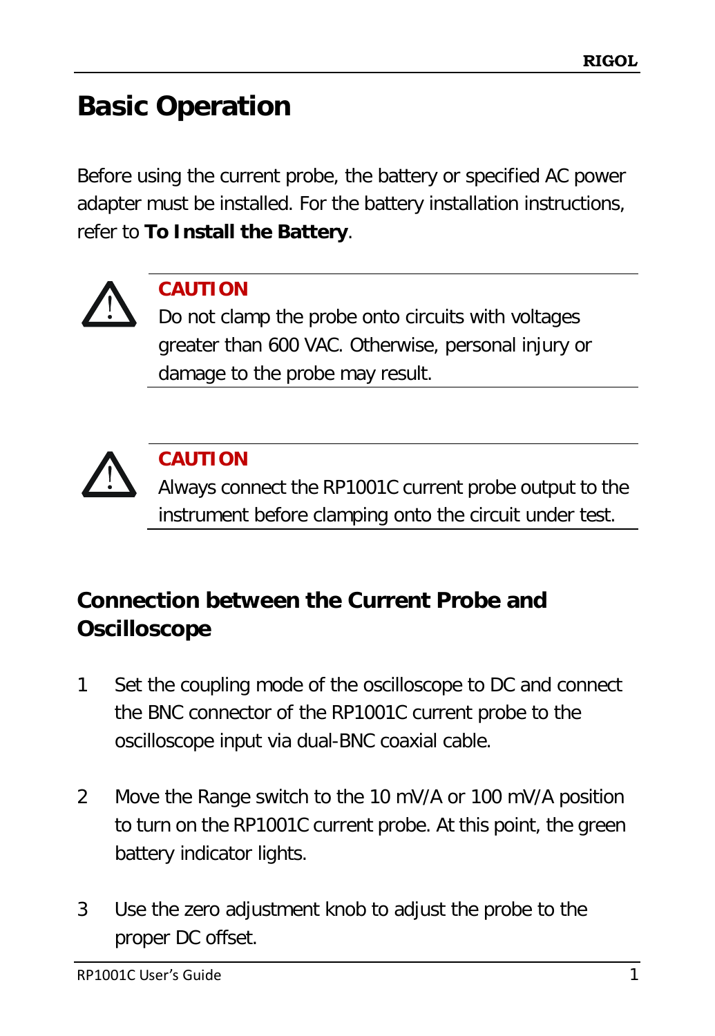# Basic Operation

Before using the current probe, the battery or specified AC power adapter must be installed. For the battery installation instructions, refer to **To Install the Battery**.

**CAUTION**

Do not clamp the probe onto circuits with voltages greater than 600 VAC. Otherwise, personal injury or damage to the probe may result.

**CAUTION**

Always connect the RP1001C current probe output to the instrument before clamping onto the circuit under test.

## Connection between the Current Probe and Oscilloscope

1. Set the coupling mode of the oscilloscope to DC and connect the BNC connector of the RP1001C current probe to the oscilloscope input via dual-BNC coaxial cable.

2. Move the Range switch to the 10 mV/A or 100 mV/A position to turn on the RP1001C current probe. At this point, the green battery indicator lights.

3. Use the zero adjustment knob to adjust the probe to the proper DC offset.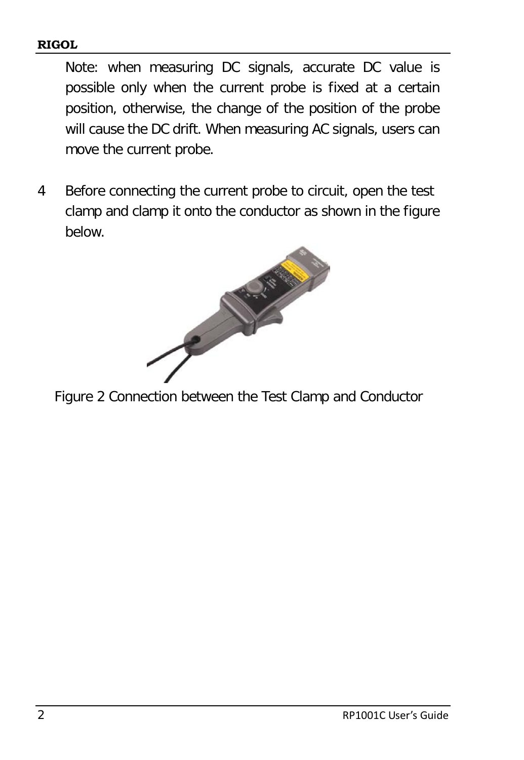Note: when measuring DC signals, accurate DC value is possible only when the current probe is fixed at a certain position, otherwise, the change of the position of the probe will cause the DC drift. When measuring AC signals, users can move the current probe.

4 Before connecting the current probe to circuit, open the test clamp and clamp it onto the conductor as shown in the figure below.

Figure 2 Connection between the Test Clamp and Conductor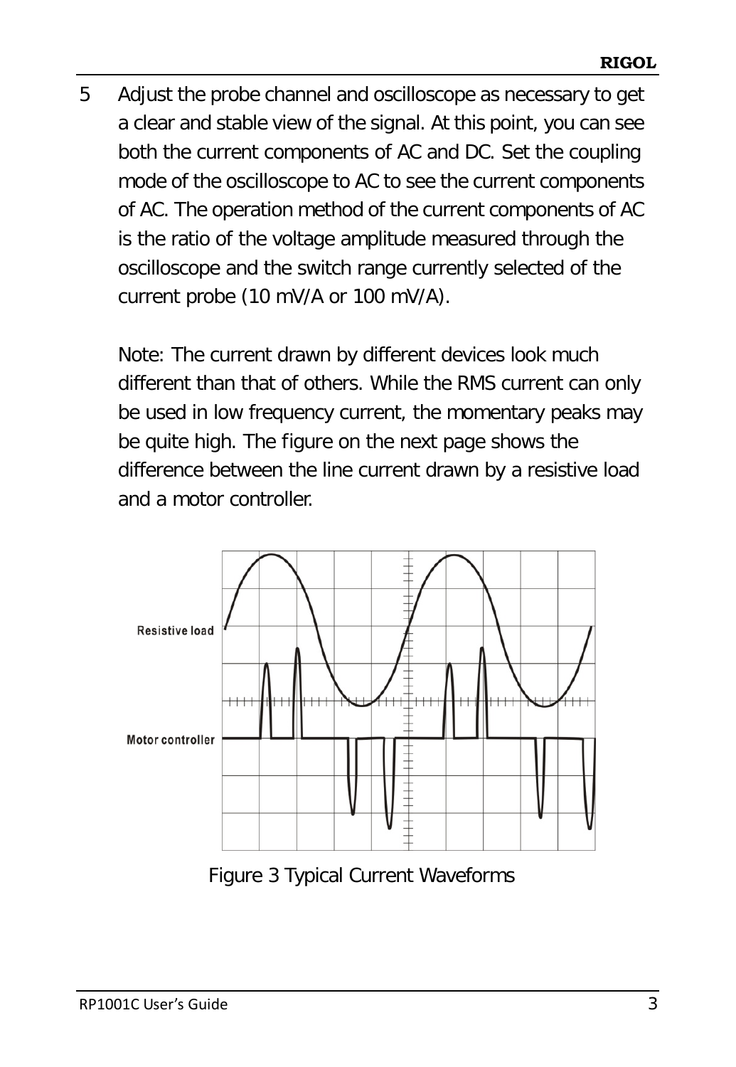5. Adjust the probe channel and oscilloscope as necessary to get a clear and stable view of the signal. At this point, you can see both the current components of AC and DC. Set the coupling mode of the oscilloscope to AC to see the current components of AC. The operation method of the current components of AC is the ratio of the voltage amplitude measured through the oscilloscope and the switch range currently selected of the current probe (10 mV/A or 100 mV/A).

   Note: The current drawn by different devices look much different than that of others. While the RMS current can only be used in low frequency current, the momentary peaks may be quite high. The figure on the next page shows the difference between the line current drawn by a resistive load and a motor controller.

Resistive load

Motor controller

Figure 3 Typical Current Waveforms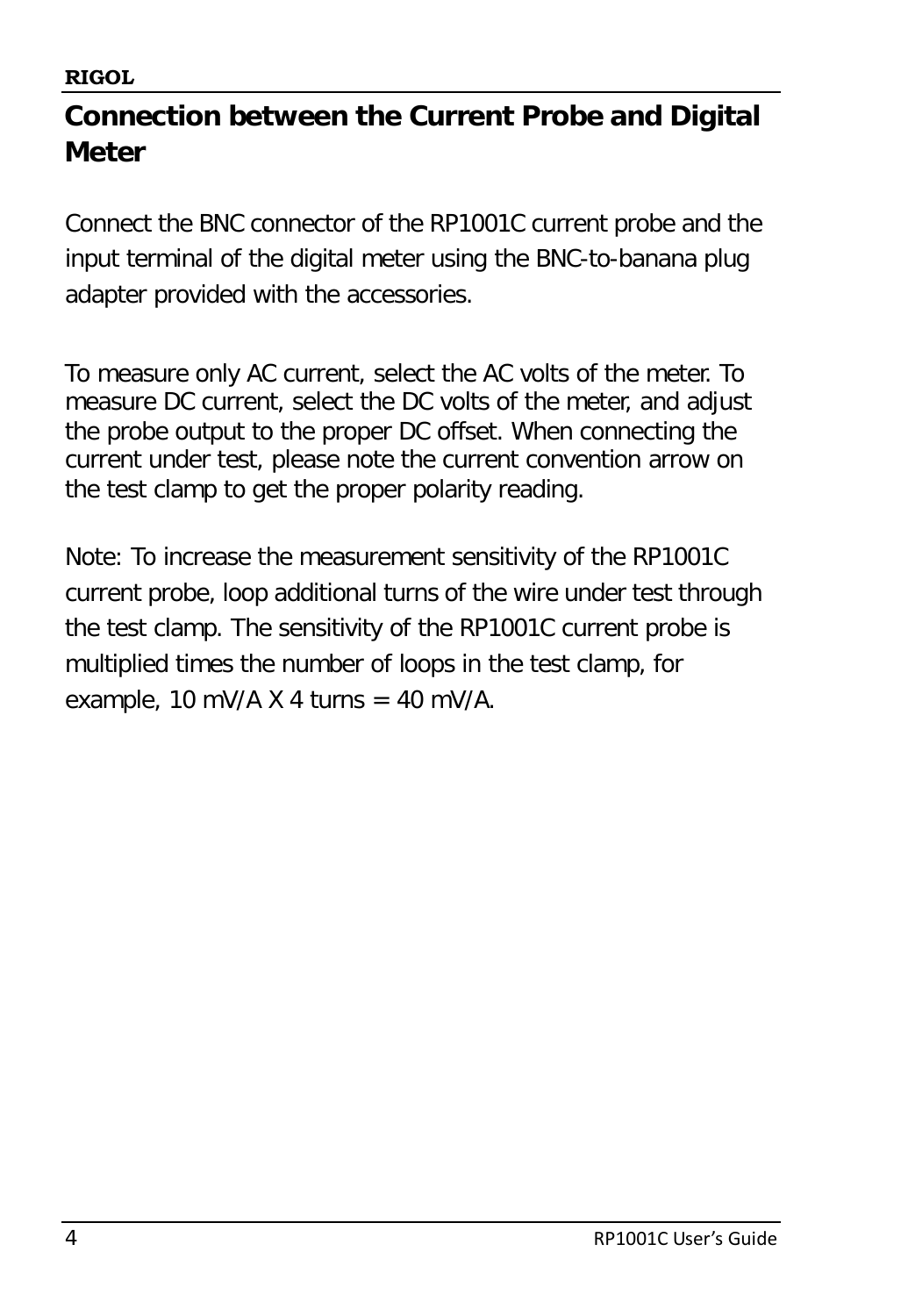## Connection between the Current Probe and Digital Meter

Connect the BNC connector of the RP1001C current probe and the input terminal of the digital meter using the BNC-to-banana plug adapter provided with the accessories.

To measure only AC current, select the AC volts of the meter. To measure DC current, select the DC volts of the meter, and adjust the probe output to the proper DC offset. When connecting the current under test, please note the current convention arrow on the test clamp to get the proper polarity reading.

Note: To increase the measurement sensitivity of the RP1001C current probe, loop additional turns of the wire under test through the test clamp. The sensitivity of the RP1001C current probe is multiplied times the number of loops in the test clamp, for example, 10 mV/A X 4 turns = 40 mV/A.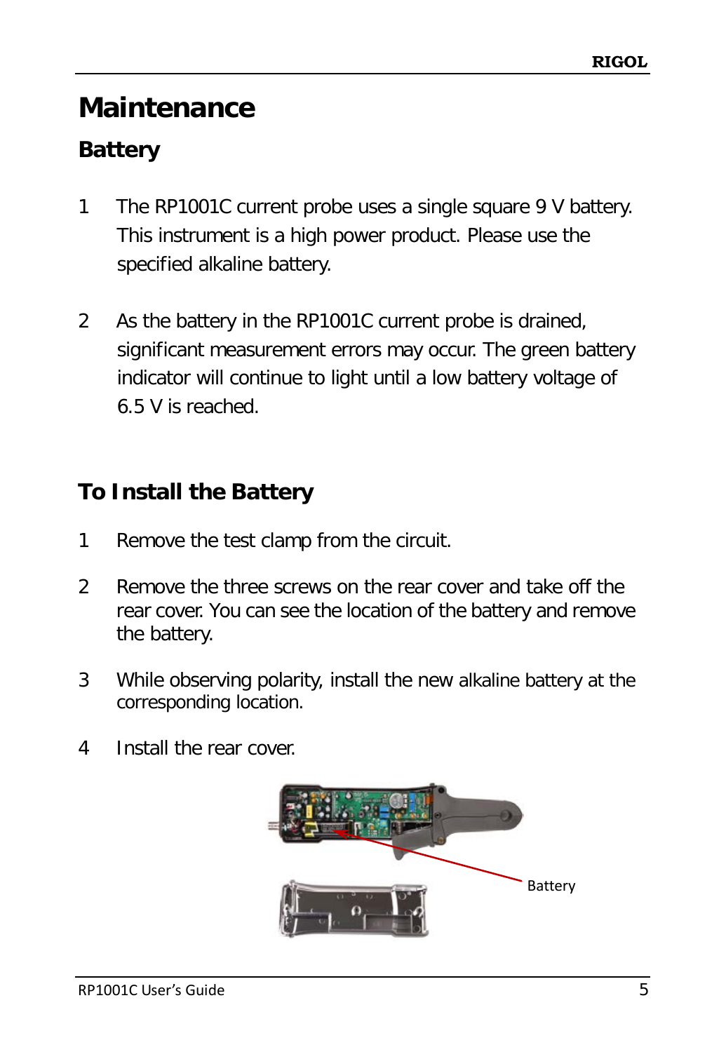# Maintenance

## Battery

1. The RP1001C current probe uses a single square 9 V battery. This instrument is a high power product. Please use the specified alkaline battery.

2. As the battery in the RP1001C current probe is drained, significant measurement errors may occur. The green battery indicator will continue to light until a low battery voltage of 6.5 V is reached.

## To Install the Battery

1. Remove the test clamp from the circuit.

2. Remove the three screws on the rear cover and take off the rear cover. You can see the location of the battery and remove the battery.

3. While observing polarity, install the new alkaline battery at the corresponding location.

4. Install the rear cover.

Battery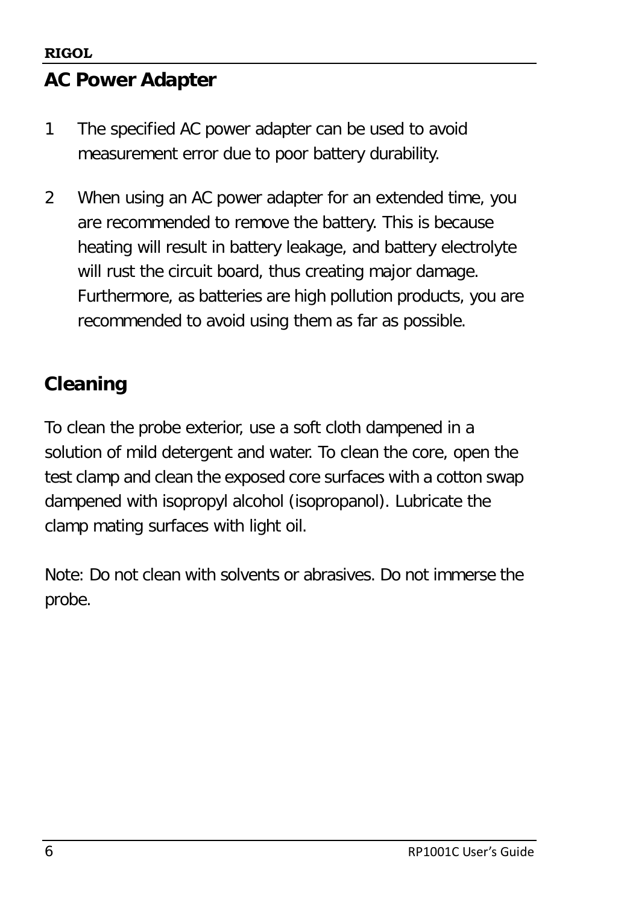## AC Power Adapter

1. The specified AC power adapter can be used to avoid measurement error due to poor battery durability.

2. When using an AC power adapter for an extended time, you are recommended to remove the battery. This is because heating will result in battery leakage, and battery electrolyte will rust the circuit board, thus creating major damage. Furthermore, as batteries are high pollution products, you are recommended to avoid using them as far as possible.

## Cleaning

To clean the probe exterior, use a soft cloth dampened in a solution of mild detergent and water. To clean the core, open the test clamp and clean the exposed core surfaces with a cotton swap dampened with isopropyl alcohol (isopropanol). Lubricate the clamp mating surfaces with light oil.

Note: Do not clean with solvents or abrasives. Do not immerse the probe.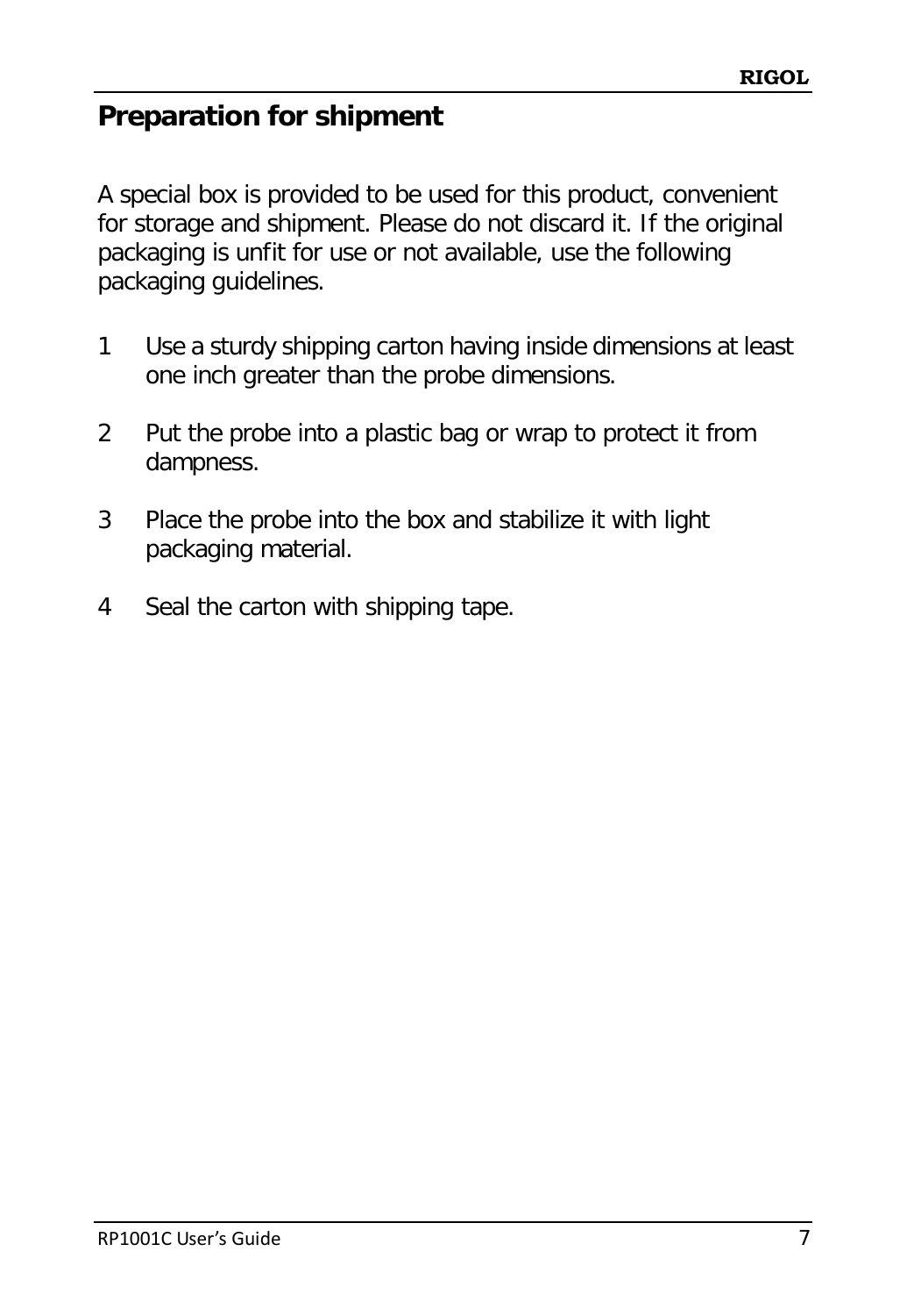## Preparation for shipment

A special box is provided to be used for this product, convenient for storage and shipment. Please do not discard it. If the original packaging is unfit for use or not available, use the following packaging guidelines.

1. Use a sturdy shipping carton having inside dimensions at least one inch greater than the probe dimensions.
2. Put the probe into a plastic bag or wrap to protect it from dampness.
3. Place the probe into the box and stabilize it with light packaging material.
4. Seal the carton with shipping tape.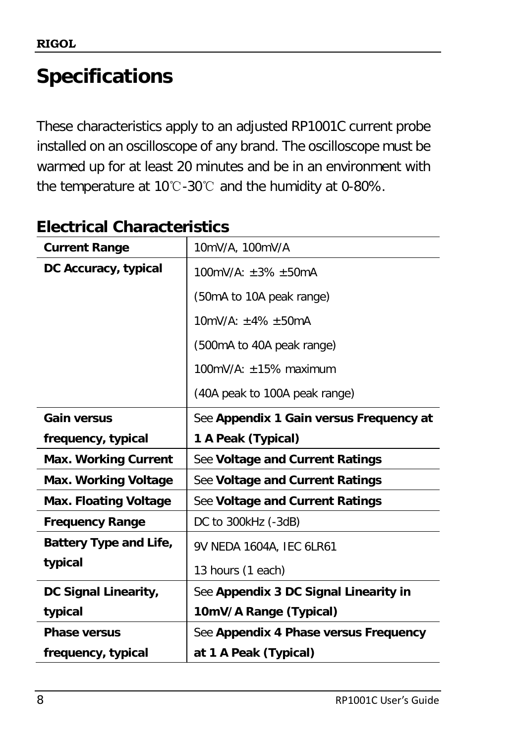# Specifications

These characteristics apply to an adjusted RP1001C current probe installed on an oscilloscope of any brand. The oscilloscope must be warmed up for at least 20 minutes and be in an environment with the temperature at 10℃-30℃ and the humidity at 0-80%.

## Electrical Characteristics

| Current Range | 10mV/A, 100mV/A |
|---|---|
| **DC Accuracy, typical** | 100mV/A: ±3% ±50mA<br>(50mA to 10A peak range)<br>10mV/A: ±4% ±50mA<br>(500mA to 40A peak range)<br>100mV/A: ±15% maximum<br>(40A peak to 100A peak range) |
| **Gain versus frequency, typical** | See **Appendix 1 Gain versus Frequency at 1 A Peak (Typical)** |
| **Max. Working Current** | See **Voltage and Current Ratings** |
| **Max. Working Voltage** | See **Voltage and Current Ratings** |
| **Max. Floating Voltage** | See **Voltage and Current Ratings** |
| **Frequency Range** | DC to 300kHz (-3dB) |
| **Battery Type and Life, typical** | 9V NEDA 1604A, IEC 6LR61<br>13 hours (1 each) |
| **DC Signal Linearity, typical** | See **Appendix 3 DC Signal Linearity in 10mV/A Range (Typical)** |
| **Phase versus frequency, typical** | See **Appendix 4 Phase versus Frequency at 1 A Peak (Typical)** |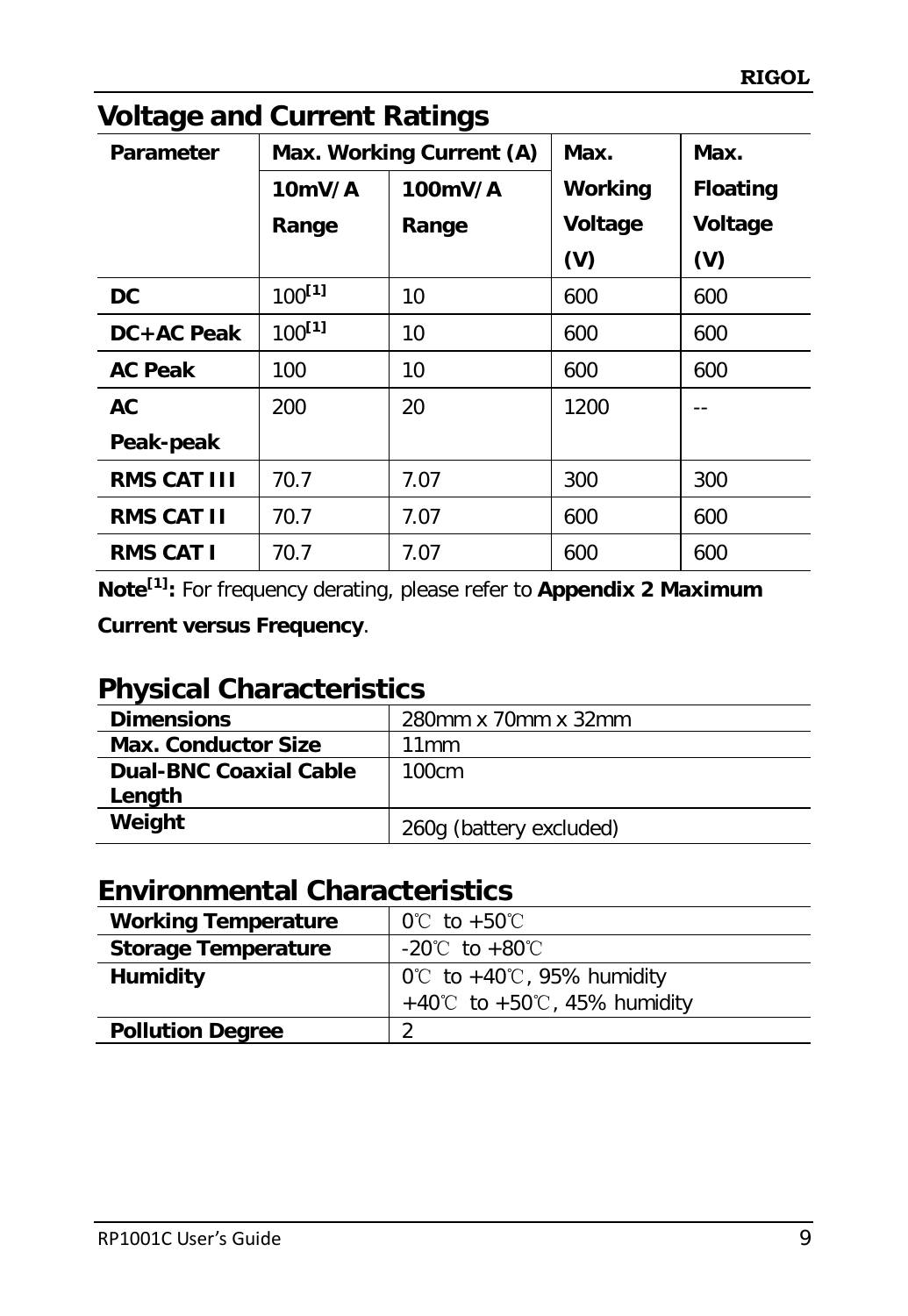## Voltage and Current Ratings

| Parameter | Max. Working Current (A) | | Max. Working Voltage (V) | Max. Floating Voltage (V) |
|---|---|---|---|---|
| | 10mV/A Range | 100mV/A Range | | |
| **DC** | 100[1] | 10 | 600 | 600 |
| **DC+AC Peak** | 100[1] | 10 | 600 | 600 |
| **AC Peak** | 100 | 10 | 600 | 600 |
| **AC Peak-peak** | 200 | 20 | 1200 | -- |
| **RMS CAT III** | 70.7 | 7.07 | 300 | 300 |
| **RMS CAT II** | 70.7 | 7.07 | 600 | 600 |
| **RMS CAT I** | 70.7 | 7.07 | 600 | 600 |

**Note[1]:** For frequency derating, please refer to **Appendix 2 Maximum Current versus Frequency**.

## Physical Characteristics

| | |
|---|---|
| **Dimensions** | 280mm x 70mm x 32mm |
| **Max. Conductor Size** | 11mm |
| **Dual-BNC Coaxial Cable Length** | 100cm |
| **Weight** | 260g (battery excluded) |

## Environmental Characteristics

| | |
|---|---|
| **Working Temperature** | 0℃ to +50℃ |
| **Storage Temperature** | -20℃ to +80℃ |
| **Humidity** | 0℃ to +40℃, 95% humidity<br>+40℃ to +50℃, 45% humidity |
| **Pollution Degree** | 2 |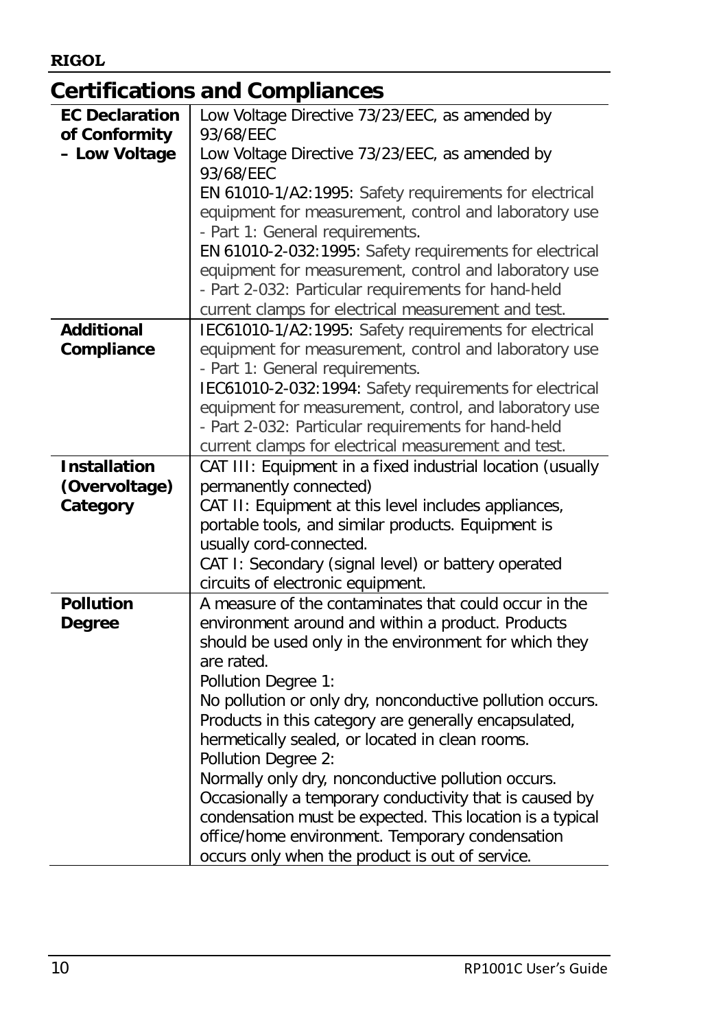## Certifications and Compliances

| | |
|---|---|
| **EC Declaration of Conformity – Low Voltage** | Low Voltage Directive 73/23/EEC, as amended by 93/68/EEC<br>Low Voltage Directive 73/23/EEC, as amended by 93/68/EEC<br>EN 61010-1/A2:1995: Safety requirements for electrical equipment for measurement, control and laboratory use - Part 1: General requirements.<br>EN 61010-2-032:1995: Safety requirements for electrical equipment for measurement, control and laboratory use - Part 2-032: Particular requirements for hand-held current clamps for electrical measurement and test. |
| **Additional Compliance** | IEC61010-1/A2:1995: Safety requirements for electrical equipment for measurement, control and laboratory use - Part 1: General requirements.<br>IEC61010-2-032:1994: Safety requirements for electrical equipment for measurement, control, and laboratory use - Part 2-032: Particular requirements for hand-held current clamps for electrical measurement and test. |
| **Installation (Overvoltage) Category** | CAT III: Equipment in a fixed industrial location (usually permanently connected)<br>CAT II: Equipment at this level includes appliances, portable tools, and similar products. Equipment is usually cord-connected.<br>CAT I: Secondary (signal level) or battery operated circuits of electronic equipment. |
| **Pollution Degree** | A measure of the contaminates that could occur in the environment around and within a product. Products should be used only in the environment for which they are rated.<br>Pollution Degree 1:<br>No pollution or only dry, nonconductive pollution occurs. Products in this category are generally encapsulated, hermetically sealed, or located in clean rooms.<br>Pollution Degree 2:<br>Normally only dry, nonconductive pollution occurs. Occasionally a temporary conductivity that is caused by condensation must be expected. This location is a typical office/home environment. Temporary condensation occurs only when the product is out of service. |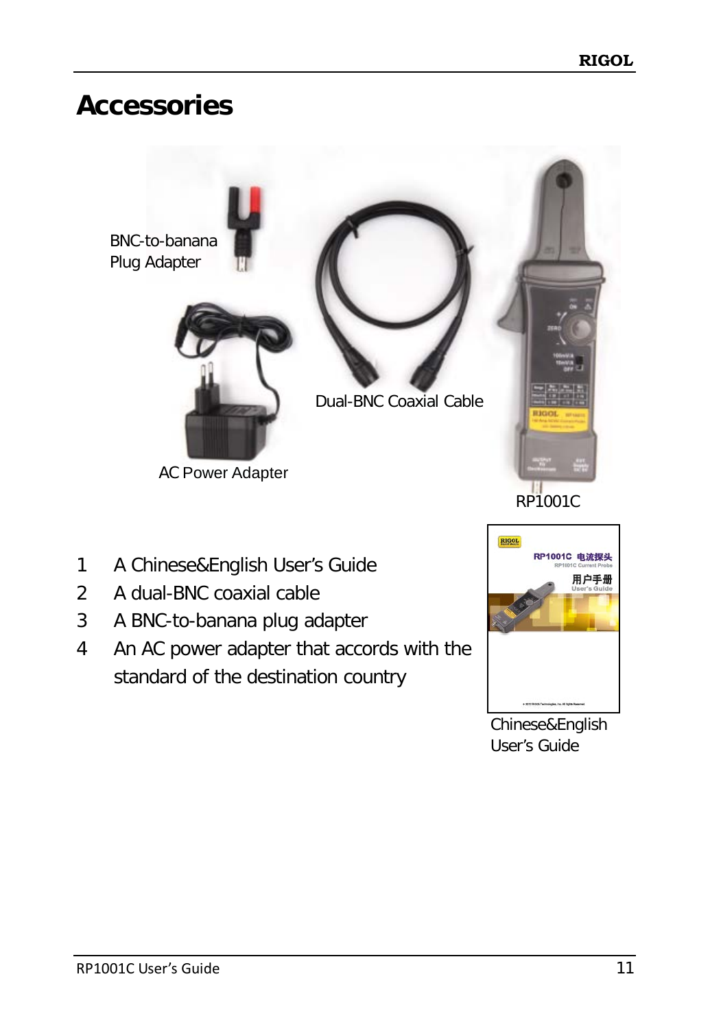# Accessories

BNC-to-banana Plug Adapter

Dual-BNC Coaxial Cable

AC Power Adapter

RP1001C

1. A Chinese&English User's Guide
2. A dual-BNC coaxial cable
3. A BNC-to-banana plug adapter
4. An AC power adapter that accords with the standard of the destination country

Chinese&English User's Guide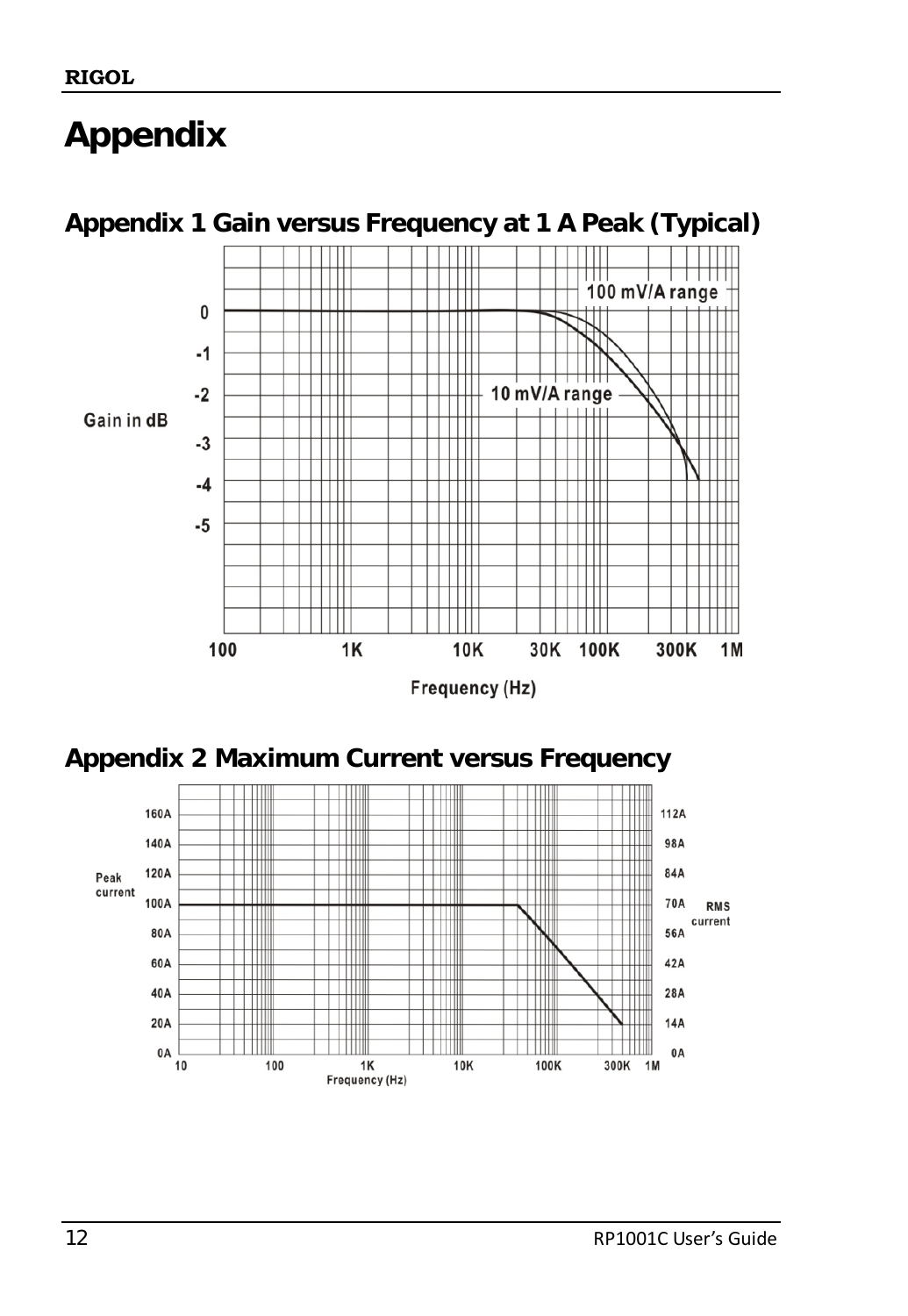# Appendix

## Appendix 1 Gain versus Frequency at 1 A Peak (Typical)

## Appendix 2 Maximum Current versus Frequency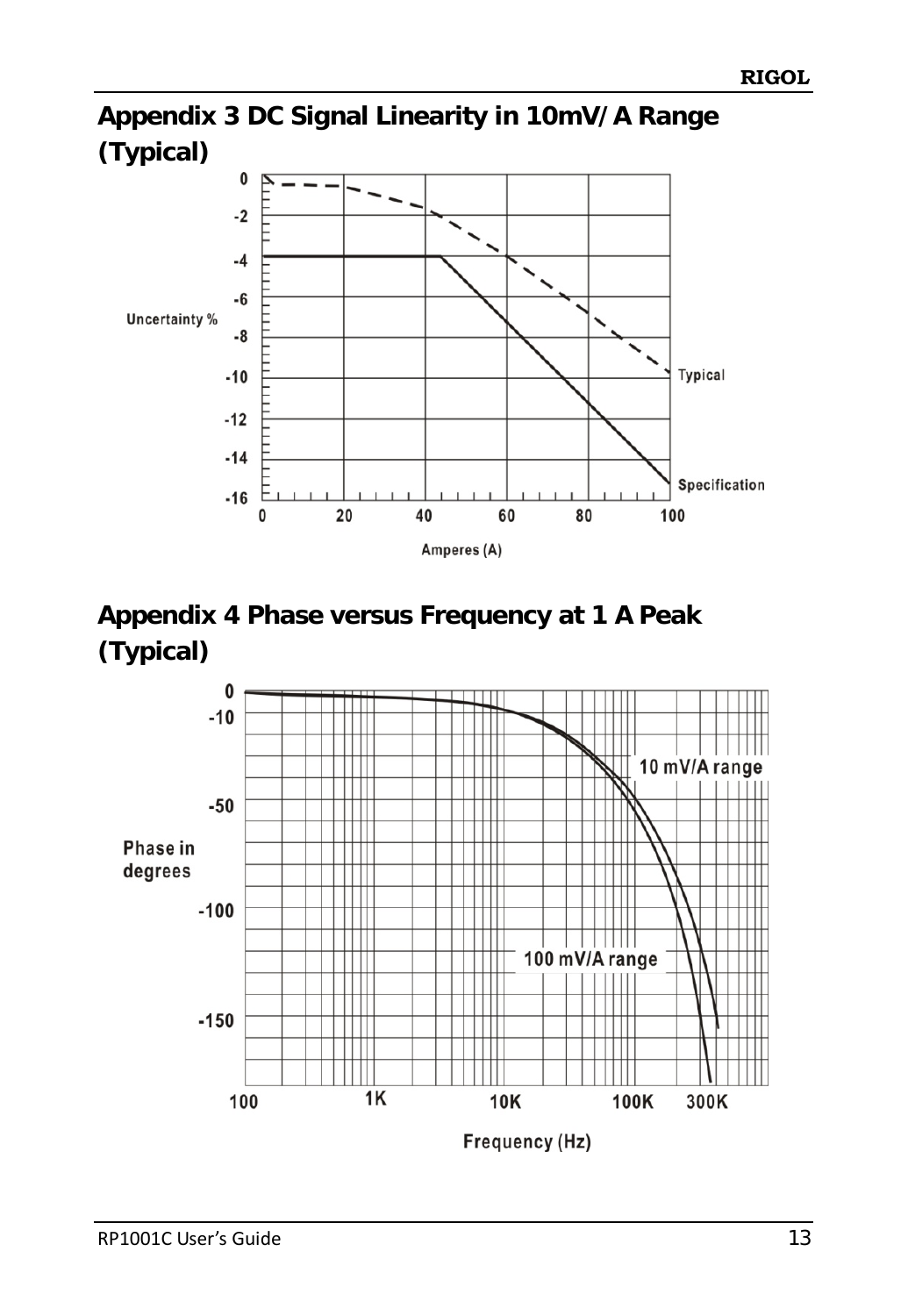## Appendix 3 DC Signal Linearity in 10mV/A Range (Typical)

Uncertainty %

0
-2
-4
-6
-8
-10
-12
-14
-16

0
20
40
60
80
100

Amperes (A)

Typical

Specification

## Appendix 4 Phase versus Frequency at 1 A Peak (Typical)

Phase in degrees

0
-10
-50
-100
-150

100
1K
10K
100K
300K

Frequency (Hz)

10 mV/A range

100 mV/A range